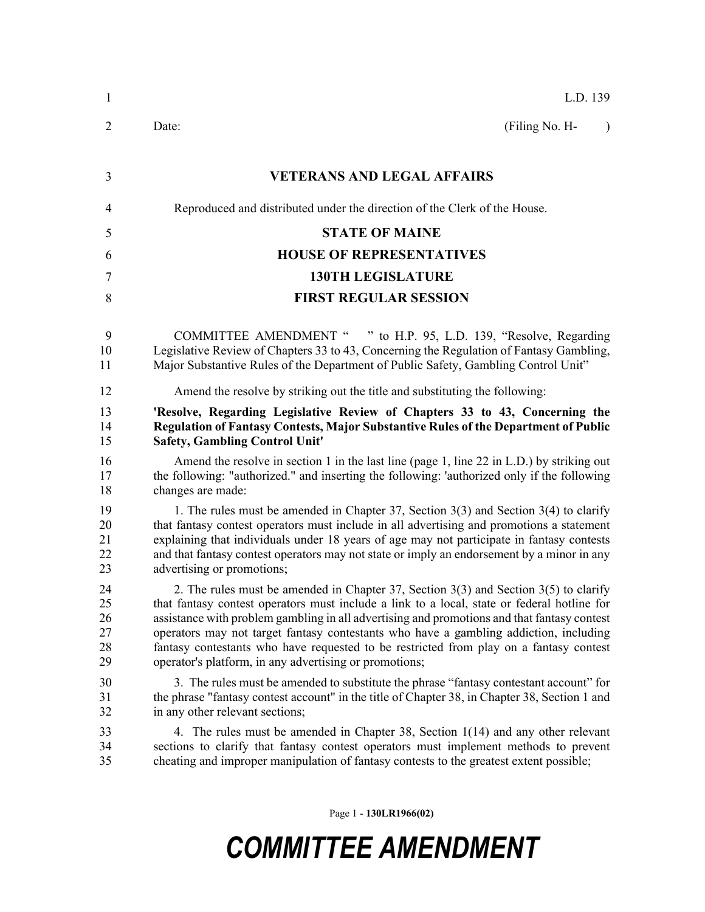L.D. 139

Date: (Filing No. H- )

# VETERANS AND LEGAL AFFAIRS

Reproduced and distributed under the direction of the Clerk of the House.

## STATE OF MAINE
## HOUSE OF REPRESENTATIVES
## 130TH LEGISLATURE
## FIRST REGULAR SESSION

COMMITTEE AMENDMENT " " to H.P. 95, L.D. 139, "Resolve, Regarding Legislative Review of Chapters 33 to 43, Concerning the Regulation of Fantasy Gambling, Major Substantive Rules of the Department of Public Safety, Gambling Control Unit"

Amend the resolve by striking out the title and substituting the following:

**'Resolve, Regarding Legislative Review of Chapters 33 to 43, Concerning the Regulation of Fantasy Contests, Major Substantive Rules of the Department of Public Safety, Gambling Control Unit'**

Amend the resolve in section 1 in the last line (page 1, line 22 in L.D.) by striking out the following: "authorized." and inserting the following: 'authorized only if the following changes are made:

1. The rules must be amended in Chapter 37, Section 3(3) and Section 3(4) to clarify that fantasy contest operators must include in all advertising and promotions a statement explaining that individuals under 18 years of age may not participate in fantasy contests and that fantasy contest operators may not state or imply an endorsement by a minor in any advertising or promotions;

2. The rules must be amended in Chapter 37, Section 3(3) and Section 3(5) to clarify that fantasy contest operators must include a link to a local, state or federal hotline for assistance with problem gambling in all advertising and promotions and that fantasy contest operators may not target fantasy contestants who have a gambling addiction, including fantasy contestants who have requested to be restricted from play on a fantasy contest operator's platform, in any advertising or promotions;

3. The rules must be amended to substitute the phrase "fantasy contestant account" for the phrase "fantasy contest account" in the title of Chapter 38, in Chapter 38, Section 1 and in any other relevant sections;

4. The rules must be amended in Chapter 38, Section 1(14) and any other relevant sections to clarify that fantasy contest operators must implement methods to prevent cheating and improper manipulation of fantasy contests to the greatest extent possible;

Page 1 - **130LR1966(02)**

***COMMITTEE AMENDMENT***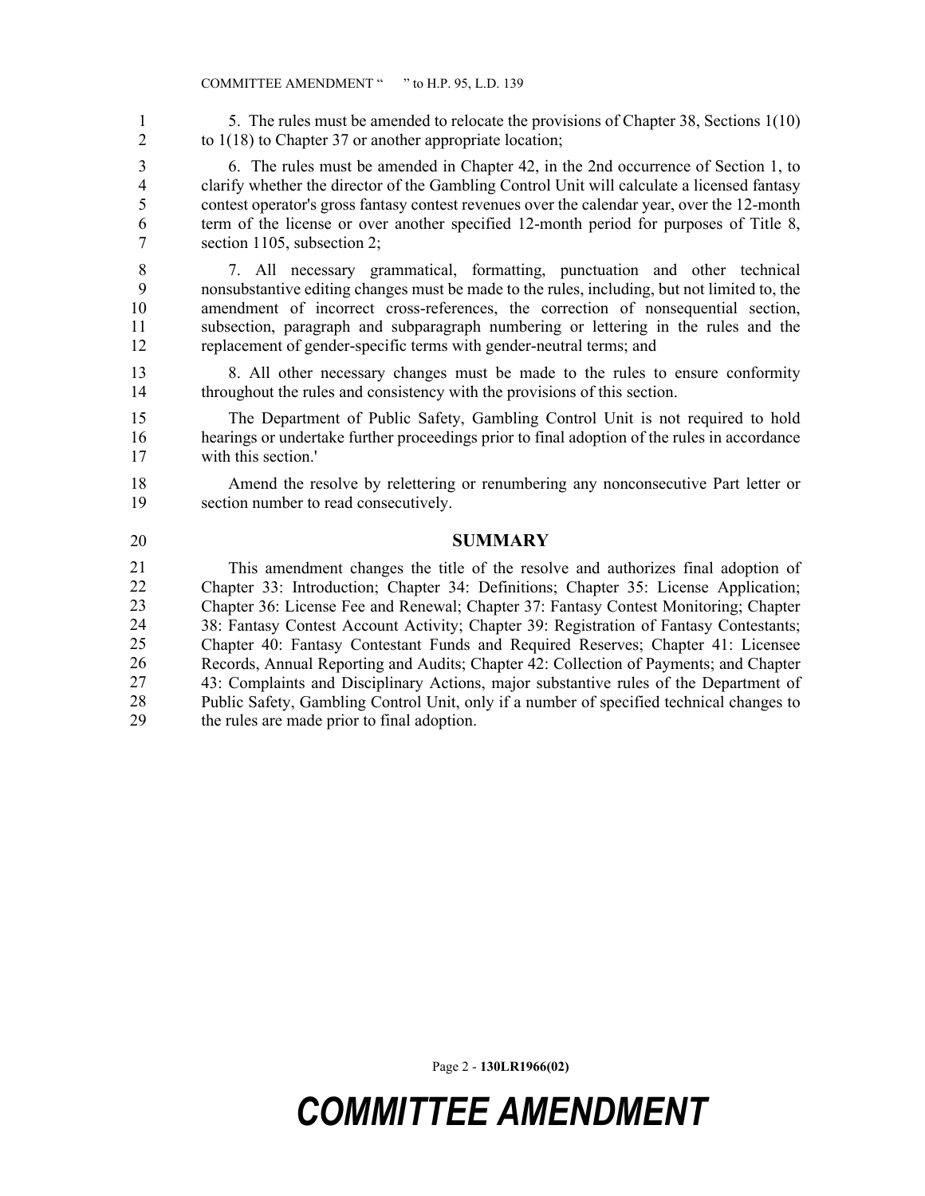5. The rules must be amended to relocate the provisions of Chapter 38, Sections 1(10) to 1(18) to Chapter 37 or another appropriate location;

6. The rules must be amended in Chapter 42, in the 2nd occurrence of Section 1, to clarify whether the director of the Gambling Control Unit will calculate a licensed fantasy contest operator's gross fantasy contest revenues over the calendar year, over the 12-month term of the license or over another specified 12-month period for purposes of Title 8, section 1105, subsection 2;

7. All necessary grammatical, formatting, punctuation and other technical nonsubstantive editing changes must be made to the rules, including, but not limited to, the amendment of incorrect cross-references, the correction of nonsequential section, subsection, paragraph and subparagraph numbering or lettering in the rules and the replacement of gender-specific terms with gender-neutral terms; and

8. All other necessary changes must be made to the rules to ensure conformity throughout the rules and consistency with the provisions of this section.

The Department of Public Safety, Gambling Control Unit is not required to hold hearings or undertake further proceedings prior to final adoption of the rules in accordance with this section.'

Amend the resolve by relettering or renumbering any nonconsecutive Part letter or section number to read consecutively.

## SUMMARY

This amendment changes the title of the resolve and authorizes final adoption of Chapter 33: Introduction; Chapter 34: Definitions; Chapter 35: License Application; Chapter 36: License Fee and Renewal; Chapter 37: Fantasy Contest Monitoring; Chapter 38: Fantasy Contest Account Activity; Chapter 39: Registration of Fantasy Contestants; Chapter 40: Fantasy Contestant Funds and Required Reserves; Chapter 41: Licensee Records, Annual Reporting and Audits; Chapter 42: Collection of Payments; and Chapter 43: Complaints and Disciplinary Actions, major substantive rules of the Department of Public Safety, Gambling Control Unit, only if a number of specified technical changes to the rules are made prior to final adoption.